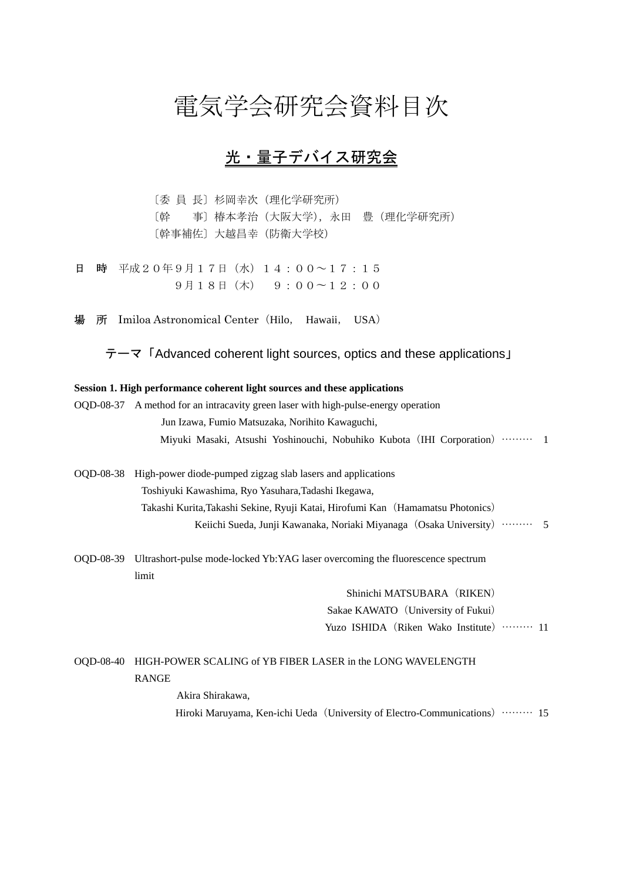# 電気学会研究会資料目次

## 光・量子デバイス研究会

〔委 員 長〕杉岡幸次（理化学研究所）
〔幹　　事〕椿本孝治（大阪大学），永田　豊（理化学研究所）
〔幹事補佐〕大越昌幸（防衛大学校）

**日　時**　平成２０年９月１７日（水）１４：００～１７：１５
　　　　　　　９月１８日（木）　９：００～１２：００

**場　所**　Imiloa Astronomical Center（Hilo,　Hawaii,　USA）

テーマ「Advanced coherent light sources, optics and these applications」

**Session 1. High performance coherent light sources and these applications**

OQD-08-37　A method for an intracavity green laser with high-pulse-energy operation
　　Jun Izawa, Fumio Matsuzaka, Norihito Kawaguchi,
　　Miyuki Masaki, Atsushi Yoshinouchi, Nobuhiko Kubota（IHI Corporation）……… 1

OQD-08-38　High-power diode-pumped zigzag slab lasers and applications
　　Toshiyuki Kawashima, Ryo Yasuhara,Tadashi Ikegawa,
　　Takashi Kurita,Takashi Sekine, Ryuji Katai, Hirofumi Kan（Hamamatsu Photonics）
　　Keiichi Sueda, Junji Kawanaka, Noriaki Miyanaga（Osaka University）……… 5

OQD-08-39　Ultrashort-pulse mode-locked Yb:YAG laser overcoming the fluorescence spectrum limit
　　Shinichi MATSUBARA（RIKEN）
　　Sakae KAWATO（University of Fukui）
　　Yuzo ISHIDA（Riken Wako Institute）……… 11

OQD-08-40　HIGH-POWER SCALING of YB FIBER LASER in the LONG WAVELENGTH RANGE
　　Akira Shirakawa,
　　Hiroki Maruyama, Ken-ichi Ueda（University of Electro-Communications）……… 15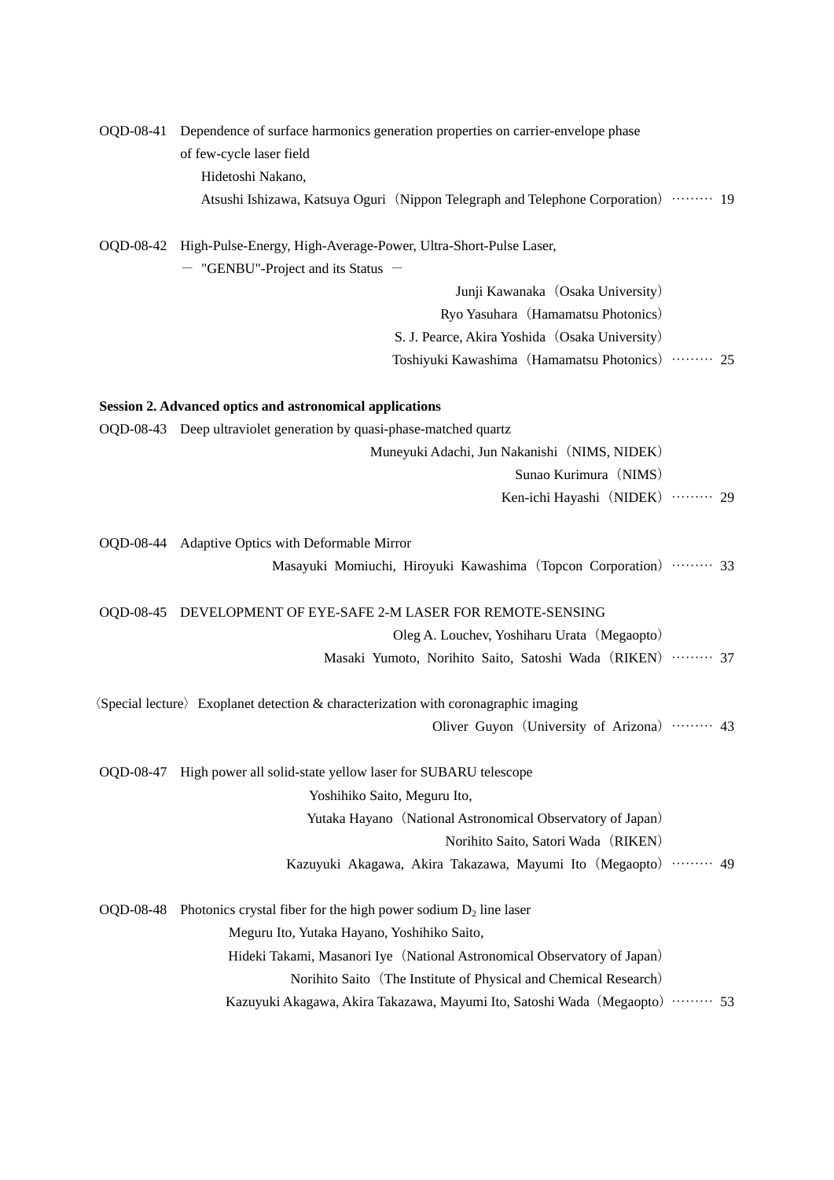OQD-08-41 Dependence of surface harmonics generation properties on carrier-envelope phase of few-cycle laser field

Hidetoshi Nakano,
Atsushi Ishizawa, Katsuya Oguri（Nippon Telegraph and Telephone Corporation）……… 19

OQD-08-42 High-Pulse-Energy, High-Average-Power, Ultra-Short-Pulse Laser,
－ "GENBU"-Project and its Status －

Junji Kawanaka（Osaka University）
Ryo Yasuhara（Hamamatsu Photonics）
S. J. Pearce, Akira Yoshida（Osaka University）
Toshiyuki Kawashima（Hamamatsu Photonics）……… 25

**Session 2. Advanced optics and astronomical applications**

OQD-08-43 Deep ultraviolet generation by quasi-phase-matched quartz

Muneyuki Adachi, Jun Nakanishi（NIMS, NIDEK）
Sunao Kurimura（NIMS）
Ken-ichi Hayashi（NIDEK）……… 29

OQD-08-44 Adaptive Optics with Deformable Mirror

Masayuki Momiuchi, Hiroyuki Kawashima（Topcon Corporation）……… 33

OQD-08-45 DEVELOPMENT OF EYE-SAFE 2-M LASER FOR REMOTE-SENSING

Oleg A. Louchev, Yoshiharu Urata（Megaopto）
Masaki Yumoto, Norihito Saito, Satoshi Wada（RIKEN）……… 37

〈Special lecture〉 Exoplanet detection & characterization with coronagraphic imaging

Oliver Guyon（University of Arizona）……… 43

OQD-08-47 High power all solid-state yellow laser for SUBARU telescope

Yoshihiko Saito, Meguru Ito,
Yutaka Hayano（National Astronomical Observatory of Japan）
Norihito Saito, Satori Wada（RIKEN）
Kazuyuki Akagawa, Akira Takazawa, Mayumi Ito（Megaopto）……… 49

OQD-08-48 Photonics crystal fiber for the high power sodium $D_2$ line laser

Meguru Ito, Yutaka Hayano, Yoshihiko Saito,
Hideki Takami, Masanori Iye（National Astronomical Observatory of Japan）
Norihito Saito（The Institute of Physical and Chemical Research）
Kazuyuki Akagawa, Akira Takazawa, Mayumi Ito, Satoshi Wada（Megaopto）……… 53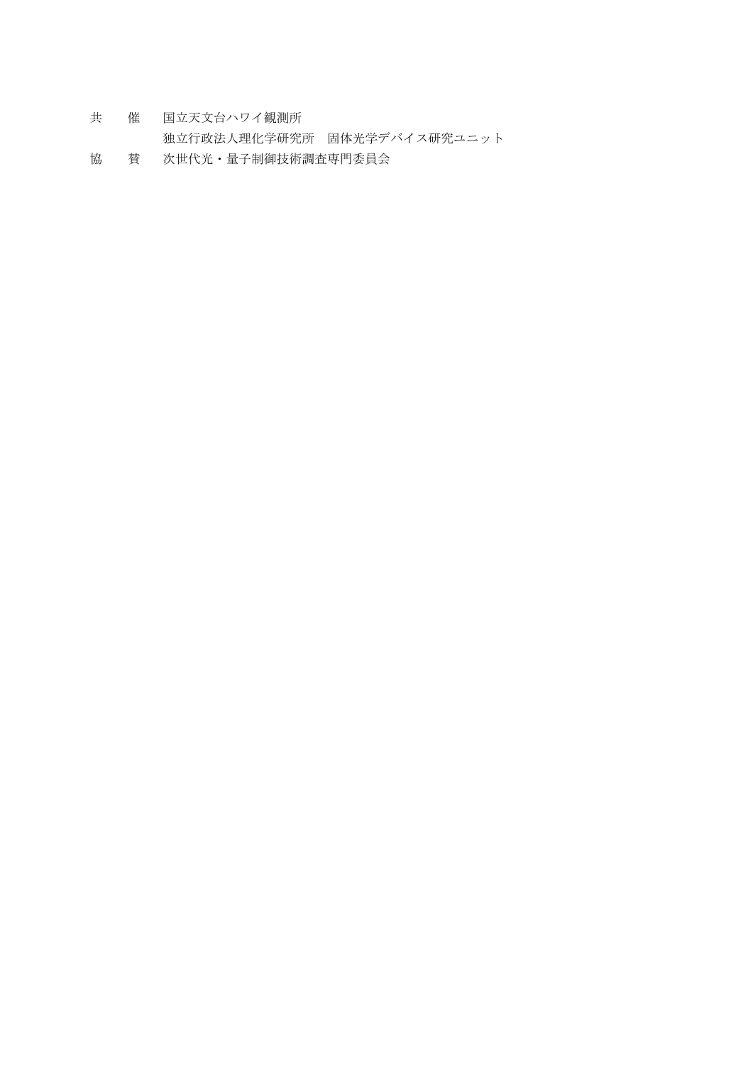共　　催　国立天文台ハワイ観測所
　　　　　独立行政法人理化学研究所　固体光学デバイス研究ユニット

協　　賛　次世代光・量子制御技術調査専門委員会